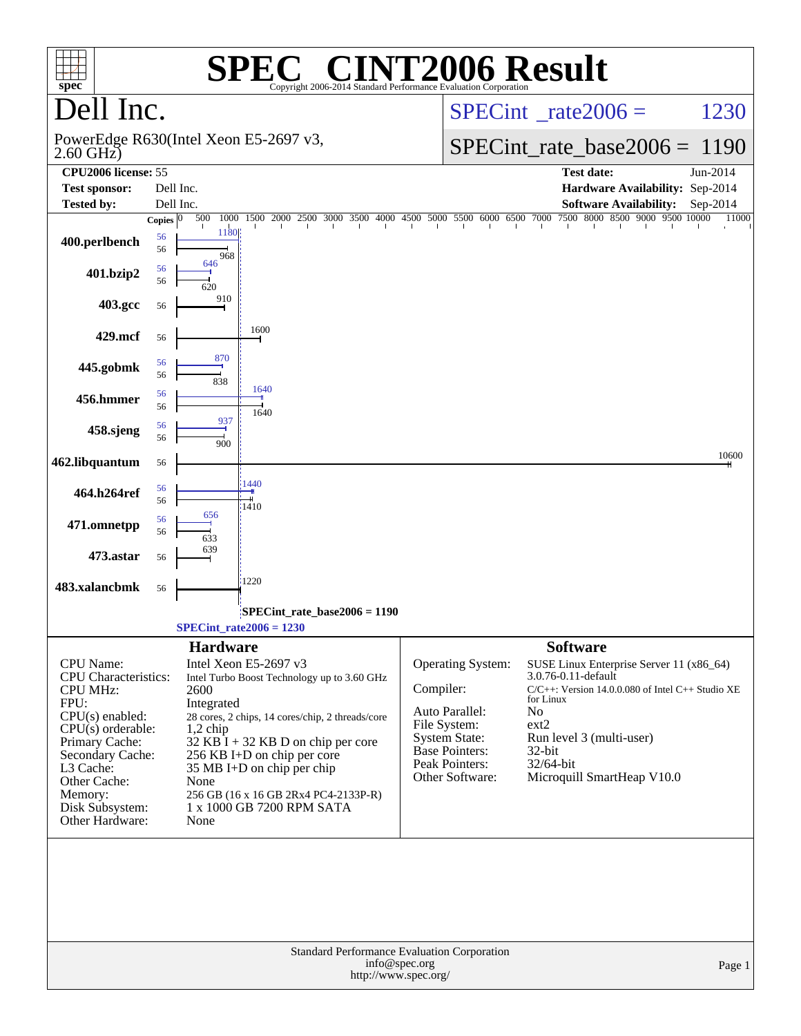# SPEC® CINT2006 Result

Copyright 2006-2014 Standard Performance Evaluation Corporation

## Dell Inc.

PowerEdge R630(Intel Xeon E5-2697 v3, 2.60 GHz)

SPECint_rate2006 = 1230

SPECint_rate_base2006 = 1190

| | | | |
|---|---|---|---|
| **CPU2006 license:** | 55 | **Test date:** | Jun-2014 |
| **Test sponsor:** | Dell Inc. | **Hardware Availability:** | Sep-2014 |
| **Tested by:** | Dell Inc. | **Software Availability:** | Sep-2014 |

Copies 0 500 1000 1500 2000 2500 3000 3500 4000 4500 5000 5500 6000 6500 7000 7500 8000 8500 9000 9500 10000 11000

400.perlbench 56 56 1180 968

401.bzip2 56 56 646 620

403.gcc 56 910

429.mcf 56 1600

445.gobmk 56 56 870 838

456.hmmer 56 56 1640 1640

458.sjeng 56 56 937 900

462.libquantum 56 10600

464.h264ref 56 56 1440 1410

471.omnetpp 56 56 656 633

473.astar 56 639

483.xalancbmk 56 1220

SPECint_rate_base2006 = 1190

SPECint_rate2006 = 1230

### Hardware

| | |
|---|---|
| CPU Name: | Intel Xeon E5-2697 v3 |
| CPU Characteristics: | Intel Turbo Boost Technology up to 3.60 GHz |
| CPU MHz: | 2600 |
| FPU: | Integrated |
| CPU(s) enabled: | 28 cores, 2 chips, 14 cores/chip, 2 threads/core |
| CPU(s) orderable: | 1,2 chip |
| Primary Cache: | 32 KB I + 32 KB D on chip per core |
| Secondary Cache: | 256 KB I+D on chip per core |
| L3 Cache: | 35 MB I+D on chip per chip |
| Other Cache: | None |
| Memory: | 256 GB (16 x 16 GB 2Rx4 PC4-2133P-R) |
| Disk Subsystem: | 1 x 1000 GB 7200 RPM SATA |
| Other Hardware: | None |

### Software

| | |
|---|---|
| Operating System: | SUSE Linux Enterprise Server 11 (x86_64) 3.0.76-0.11-default |
| Compiler: | C/C++: Version 14.0.0.080 of Intel C++ Studio XE for Linux |
| Auto Parallel: | No |
| File System: | ext2 |
| System State: | Run level 3 (multi-user) |
| Base Pointers: | 32-bit |
| Peak Pointers: | 32/64-bit |
| Other Software: | Microquill SmartHeap V10.0 |

Standard Performance Evaluation Corporation
info@spec.org
http://www.spec.org/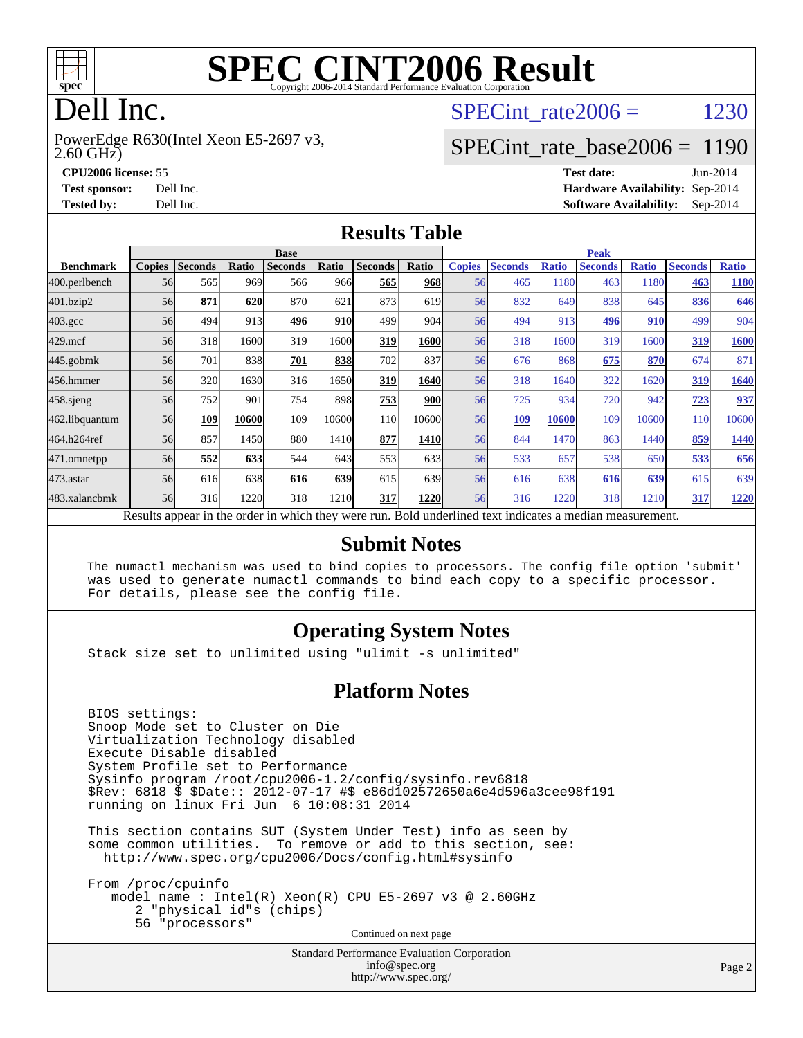# SPEC CINT2006 Result

Copyright 2006-2014 Standard Performance Evaluation Corporation

# Dell Inc.

PowerEdge R630(Intel Xeon E5-2697 v3, 2.60 GHz)

SPECint_rate2006 = 1230

SPECint_rate_base2006 = 1190

**CPU2006 license:** 55
**Test sponsor:** Dell Inc.
**Tested by:** Dell Inc.

**Test date:** Jun-2014
**Hardware Availability:** Sep-2014
**Software Availability:** Sep-2014

## Results Table

| Benchmark | Base | | | | | | | Peak | | | | | | |
|---|---|---|---|---|---|---|---|---|---|---|---|---|---|---|
| | Copies | Seconds | Ratio | Seconds | Ratio | Seconds | Ratio | Copies | Seconds | Ratio | Seconds | Ratio | Seconds | Ratio |
| 400.perlbench | 56 | 565 | 969 | 566 | 966 | **565** | **968** | 56 | 465 | 1180 | 463 | 1180 | **463** | **1180** |
| 401.bzip2 | 56 | **871** | **620** | 870 | 621 | 873 | 619 | 56 | 832 | 649 | 838 | 645 | **836** | **646** |
| 403.gcc | 56 | 494 | 913 | **496** | **910** | 499 | 904 | 56 | 494 | 913 | **496** | **910** | 499 | 904 |
| 429.mcf | 56 | 318 | 1600 | 319 | 1600 | **319** | **1600** | 56 | 318 | 1600 | 319 | 1600 | **319** | **1600** |
| 445.gobmk | 56 | 701 | 838 | **701** | **838** | 702 | 837 | 56 | 676 | 868 | **675** | **870** | 674 | 871 |
| 456.hmmer | 56 | 320 | 1630 | 316 | 1650 | **319** | **1640** | 56 | 318 | 1640 | 322 | 1620 | **319** | **1640** |
| 458.sjeng | 56 | 752 | 901 | 754 | 898 | **753** | **900** | 56 | 725 | 934 | 720 | 942 | **723** | **937** |
| 462.libquantum | 56 | **109** | **10600** | 109 | 10600 | 110 | 10600 | 56 | **109** | **10600** | 109 | 10600 | 110 | 10600 |
| 464.h264ref | 56 | 857 | 1450 | 880 | 1410 | **877** | **1410** | 56 | 844 | 1470 | 863 | 1440 | **859** | **1440** |
| 471.omnetpp | 56 | **552** | **633** | 544 | 643 | 553 | 633 | 56 | 533 | 657 | 538 | 650 | **533** | **656** |
| 473.astar | 56 | 616 | 638 | **616** | **639** | 615 | 639 | 56 | 616 | 638 | **616** | **639** | 615 | 639 |
| 483.xalancbmk | 56 | 316 | 1220 | 318 | 1210 | **317** | **1220** | 56 | 316 | 1220 | 318 | 1210 | **317** | **1220** |

Results appear in the order in which they were run. Bold underlined text indicates a median measurement.

## Submit Notes

```
The numactl mechanism was used to bind copies to processors. The config file option 'submit'
was used to generate numactl commands to bind each copy to a specific processor.
For details, please see the config file.
```

## Operating System Notes

```
Stack size set to unlimited using "ulimit -s unlimited"
```

## Platform Notes

```
BIOS settings:
Snoop Mode set to Cluster on Die
Virtualization Technology disabled
Execute Disable disabled
System Profile set to Performance
Sysinfo program /root/cpu2006-1.2/config/sysinfo.rev6818
$Rev: 6818 $ $Date:: 2012-07-17 #$ e86d102572650a6e4d596a3cee98f191
running on linux Fri Jun  6 10:08:31 2014

This section contains SUT (System Under Test) info as seen by
some common utilities.  To remove or add to this section, see:
  http://www.spec.org/cpu2006/Docs/config.html#sysinfo

From /proc/cpuinfo
   model name : Intel(R) Xeon(R) CPU E5-2697 v3 @ 2.60GHz
      2 "physical id"s (chips)
      56 "processors"
```

Continued on next page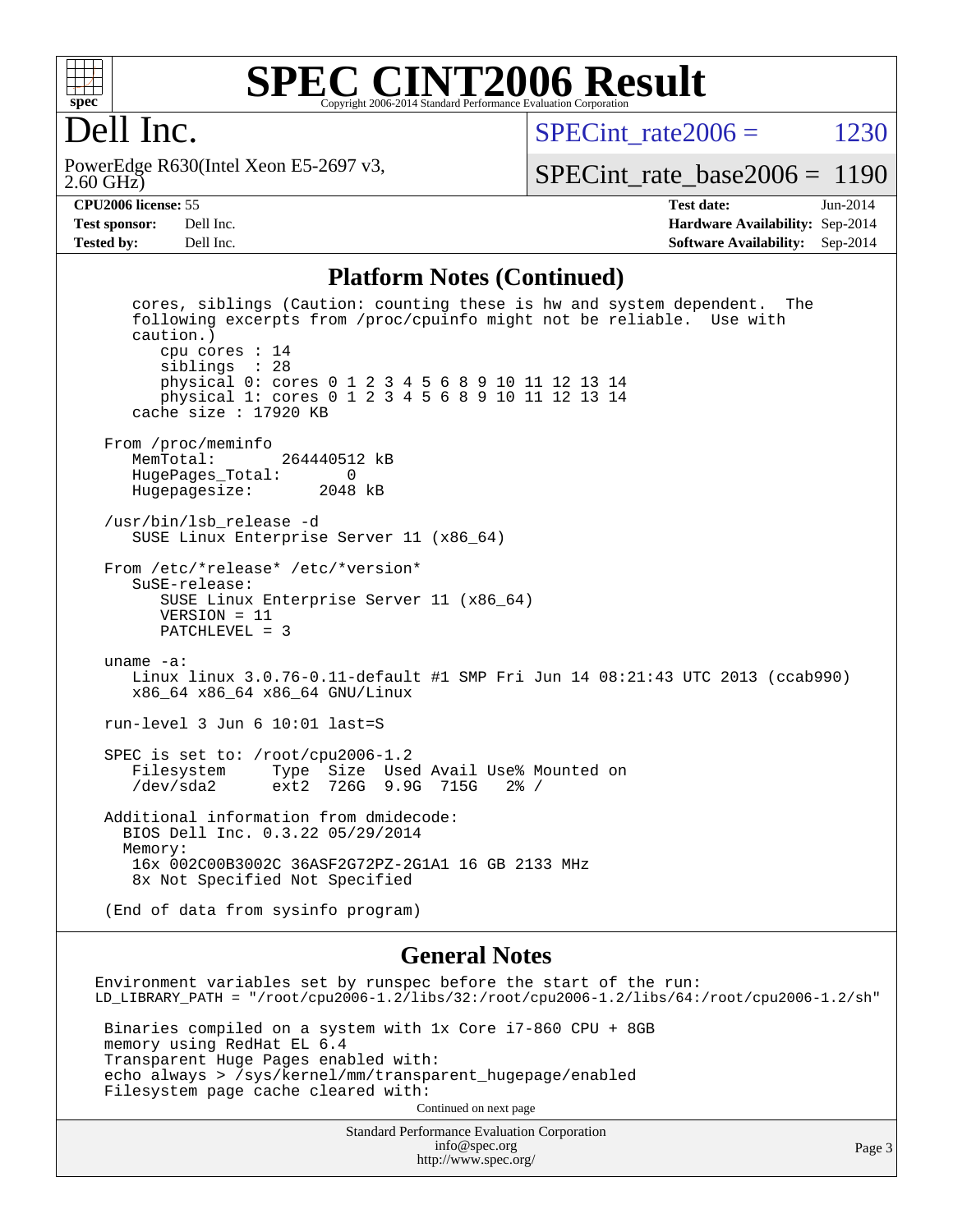# SPEC CINT2006 Result

Copyright 2006-2014 Standard Performance Evaluation Corporation

## Dell Inc.

PowerEdge R630(Intel Xeon E5-2697 v3, 2.60 GHz)

SPECint_rate2006 = 1230

SPECint_rate_base2006 = 1190

**CPU2006 license:** 55
**Test sponsor:** Dell Inc.
**Tested by:** Dell Inc.

**Test date:** Jun-2014
**Hardware Availability:** Sep-2014
**Software Availability:** Sep-2014

## Platform Notes (Continued)

```
    cores, siblings (Caution: counting these is hw and system dependent.  The
    following excerpts from /proc/cpuinfo might not be reliable.  Use with
    caution.)
       cpu cores : 14
       siblings  : 28
       physical 0: cores 0 1 2 3 4 5 6 8 9 10 11 12 13 14
       physical 1: cores 0 1 2 3 4 5 6 8 9 10 11 12 13 14
    cache size : 17920 KB

 From /proc/meminfo
    MemTotal:       264440512 kB
    HugePages_Total:       0
    Hugepagesize:       2048 kB

 /usr/bin/lsb_release -d
    SUSE Linux Enterprise Server 11 (x86_64)

 From /etc/*release* /etc/*version*
    SuSE-release:
       SUSE Linux Enterprise Server 11 (x86_64)
       VERSION = 11
       PATCHLEVEL = 3

 uname -a:
    Linux linux 3.0.76-0.11-default #1 SMP Fri Jun 14 08:21:43 UTC 2013 (ccab990)
    x86_64 x86_64 x86_64 GNU/Linux

 run-level 3 Jun 6 10:01 last=S

 SPEC is set to: /root/cpu2006-1.2
    Filesystem     Type  Size  Used Avail Use% Mounted on
    /dev/sda2      ext2  726G  9.9G  715G   2% /

 Additional information from dmidecode:
   BIOS Dell Inc. 0.3.22 05/29/2014
   Memory:
    16x 002C00B3002C 36ASF2G72PZ-2G1A1 16 GB 2133 MHz
    8x Not Specified Not Specified

 (End of data from sysinfo program)
```

## General Notes

```
Environment variables set by runspec before the start of the run:
LD_LIBRARY_PATH = "/root/cpu2006-1.2/libs/32:/root/cpu2006-1.2/libs/64:/root/cpu2006-1.2/sh"

 Binaries compiled on a system with 1x Core i7-860 CPU + 8GB
 memory using RedHat EL 6.4
 Transparent Huge Pages enabled with:
 echo always > /sys/kernel/mm/transparent_hugepage/enabled
 Filesystem page cache cleared with:
```

Continued on next page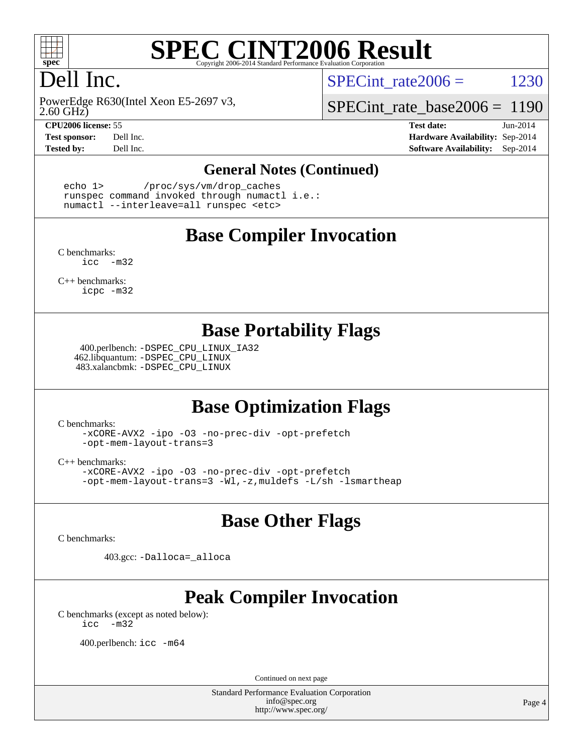# SPEC CINT2006 Result

Copyright 2006-2014 Standard Performance Evaluation Corporation

# Dell Inc.

PowerEdge R630(Intel Xeon E5-2697 v3, 2.60 GHz)

SPECint_rate2006 = 1230

SPECint_rate_base2006 = 1190

**CPU2006 license:** 55
**Test sponsor:** Dell Inc.
**Tested by:** Dell Inc.

**Test date:** Jun-2014
**Hardware Availability:** Sep-2014
**Software Availability:** Sep-2014

## General Notes (Continued)

```
echo 1>       /proc/sys/vm/drop_caches
runspec command invoked through numactl i.e.:
numactl --interleave=all runspec <etc>
```

## Base Compiler Invocation

C benchmarks:
`icc -m32`

C++ benchmarks:
`icpc -m32`

## Base Portability Flags

400.perlbench: `-DSPEC_CPU_LINUX_IA32`
462.libquantum: `-DSPEC_CPU_LINUX`
483.xalancbmk: `-DSPEC_CPU_LINUX`

## Base Optimization Flags

C benchmarks:
`-xCORE-AVX2 -ipo -O3 -no-prec-div -opt-prefetch -opt-mem-layout-trans=3`

C++ benchmarks:
`-xCORE-AVX2 -ipo -O3 -no-prec-div -opt-prefetch -opt-mem-layout-trans=3 -Wl,-z,muldefs -L/sh -lsmartheap`

## Base Other Flags

C benchmarks:

403.gcc: `-Dalloca=_alloca`

## Peak Compiler Invocation

C benchmarks (except as noted below):
`icc -m32`

400.perlbench: `icc -m64`

Continued on next page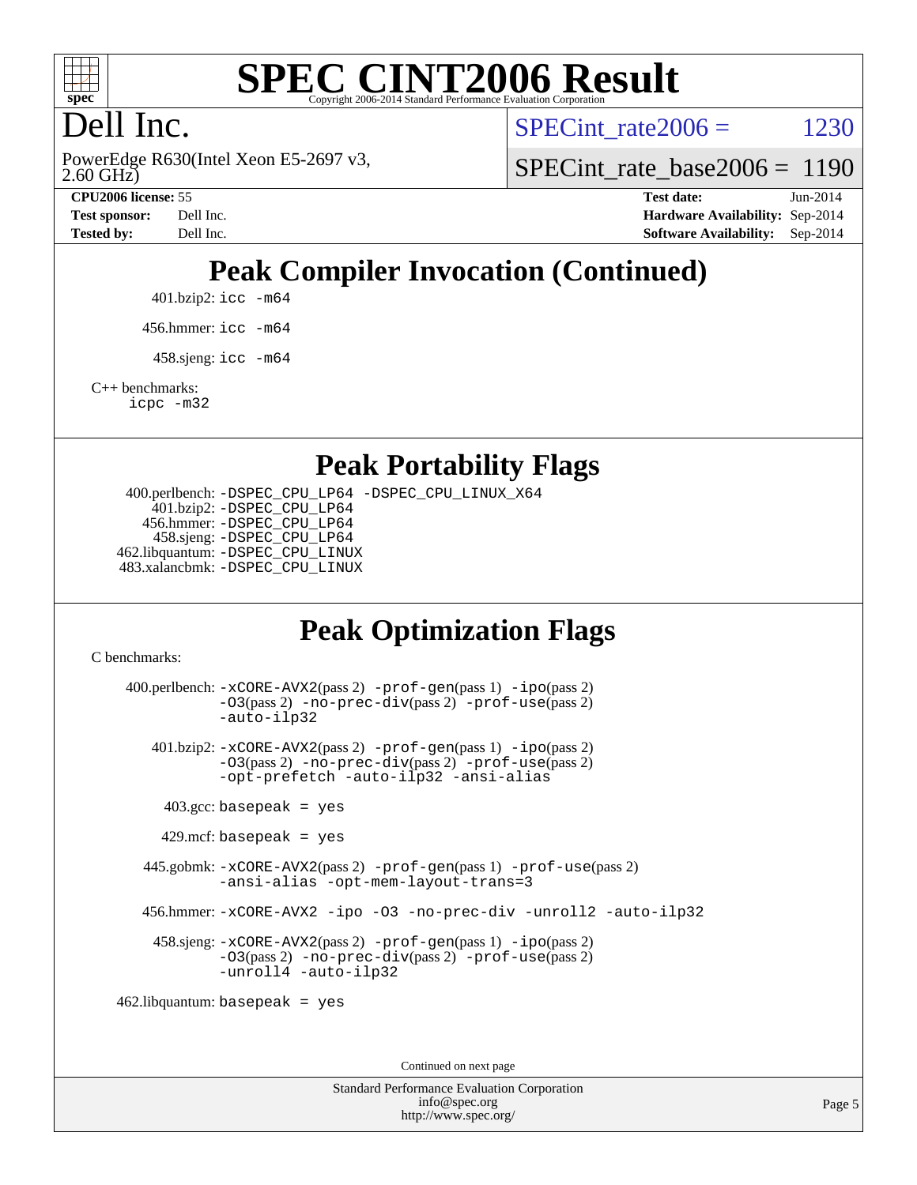# Dell Inc.

PowerEdge R630(Intel Xeon E5-2697 v3, 2.60 GHz)

SPECint_rate2006 = 1230

SPECint_rate_base2006 = 1190

**CPU2006 license:** 55
**Test sponsor:** Dell Inc.
**Tested by:** Dell Inc.

**Test date:** Jun-2014
**Hardware Availability:** Sep-2014
**Software Availability:** Sep-2014

## Peak Compiler Invocation (Continued)

401.bzip2: icc -m64

456.hmmer: icc -m64

458.sjeng: icc -m64

C++ benchmarks:
icpc -m32

## Peak Portability Flags

400.perlbench: -DSPEC_CPU_LP64 -DSPEC_CPU_LINUX_X64
401.bzip2: -DSPEC_CPU_LP64
456.hmmer: -DSPEC_CPU_LP64
458.sjeng: -DSPEC_CPU_LP64
462.libquantum: -DSPEC_CPU_LINUX
483.xalancbmk: -DSPEC_CPU_LINUX

## Peak Optimization Flags

C benchmarks:

400.perlbench: -xCORE-AVX2(pass 2) -prof-gen(pass 1) -ipo(pass 2) -O3(pass 2) -no-prec-div(pass 2) -prof-use(pass 2) -auto-ilp32

401.bzip2: -xCORE-AVX2(pass 2) -prof-gen(pass 1) -ipo(pass 2) -O3(pass 2) -no-prec-div(pass 2) -prof-use(pass 2) -opt-prefetch -auto-ilp32 -ansi-alias

403.gcc: basepeak = yes

429.mcf: basepeak = yes

445.gobmk: -xCORE-AVX2(pass 2) -prof-gen(pass 1) -prof-use(pass 2) -ansi-alias -opt-mem-layout-trans=3

456.hmmer: -xCORE-AVX2 -ipo -O3 -no-prec-div -unroll2 -auto-ilp32

458.sjeng: -xCORE-AVX2(pass 2) -prof-gen(pass 1) -ipo(pass 2) -O3(pass 2) -no-prec-div(pass 2) -prof-use(pass 2) -unroll4 -auto-ilp32

462.libquantum: basepeak = yes

Continued on next page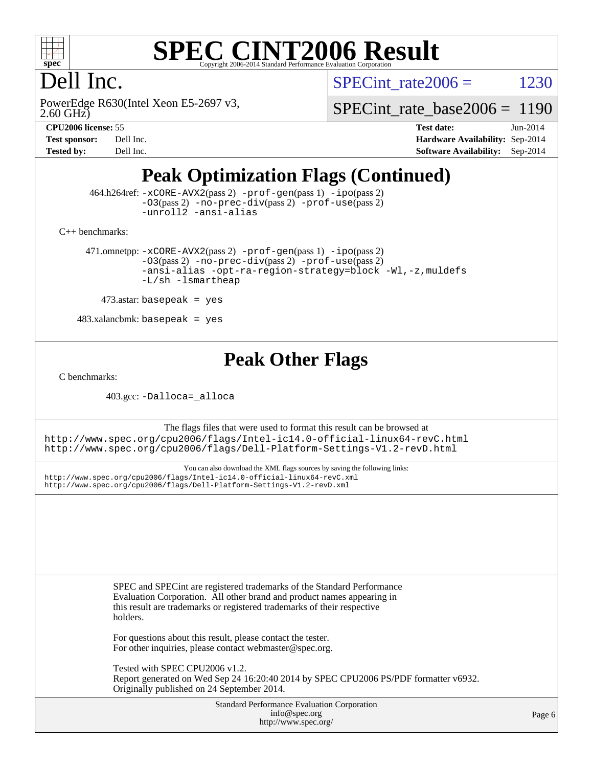# SPEC CINT2006 Result

Copyright 2006-2014 Standard Performance Evaluation Corporation

# Dell Inc.

PowerEdge R630(Intel Xeon E5-2697 v3, 2.60 GHz)

SPECint_rate2006 = 1230

SPECint_rate_base2006 = 1190

| | | | |
|---|---|---|---|
| **CPU2006 license:** 55 | | **Test date:** | Jun-2014 |
| **Test sponsor:** | Dell Inc. | **Hardware Availability:** | Sep-2014 |
| **Tested by:** | Dell Inc. | **Software Availability:** | Sep-2014 |

## Peak Optimization Flags (Continued)

464.h264ref: -xCORE-AVX2(pass 2) -prof-gen(pass 1) -ipo(pass 2) -O3(pass 2) -no-prec-div(pass 2) -prof-use(pass 2) -unroll2 -ansi-alias

C++ benchmarks:

471.omnetpp: -xCORE-AVX2(pass 2) -prof-gen(pass 1) -ipo(pass 2) -O3(pass 2) -no-prec-div(pass 2) -prof-use(pass 2) -ansi-alias -opt-ra-region-strategy=block -Wl,-z,muldefs -L/sh -lsmartheap

473.astar: basepeak = yes

483.xalancbmk: basepeak = yes

## Peak Other Flags

C benchmarks:

403.gcc: -Dalloca=_alloca

The flags files that were used to format this result can be browsed at
http://www.spec.org/cpu2006/flags/Intel-ic14.0-official-linux64-revC.html
http://www.spec.org/cpu2006/flags/Dell-Platform-Settings-V1.2-revD.html

You can also download the XML flags sources by saving the following links:
http://www.spec.org/cpu2006/flags/Intel-ic14.0-official-linux64-revC.xml
http://www.spec.org/cpu2006/flags/Dell-Platform-Settings-V1.2-revD.xml

SPEC and SPECint are registered trademarks of the Standard Performance Evaluation Corporation. All other brand and product names appearing in this result are trademarks or registered trademarks of their respective holders.

For questions about this result, please contact the tester.
For other inquiries, please contact webmaster@spec.org.

Tested with SPEC CPU2006 v1.2.
Report generated on Wed Sep 24 16:20:40 2014 by SPEC CPU2006 PS/PDF formatter v6932.
Originally published on 24 September 2014.

Standard Performance Evaluation Corporation
info@spec.org
http://www.spec.org/